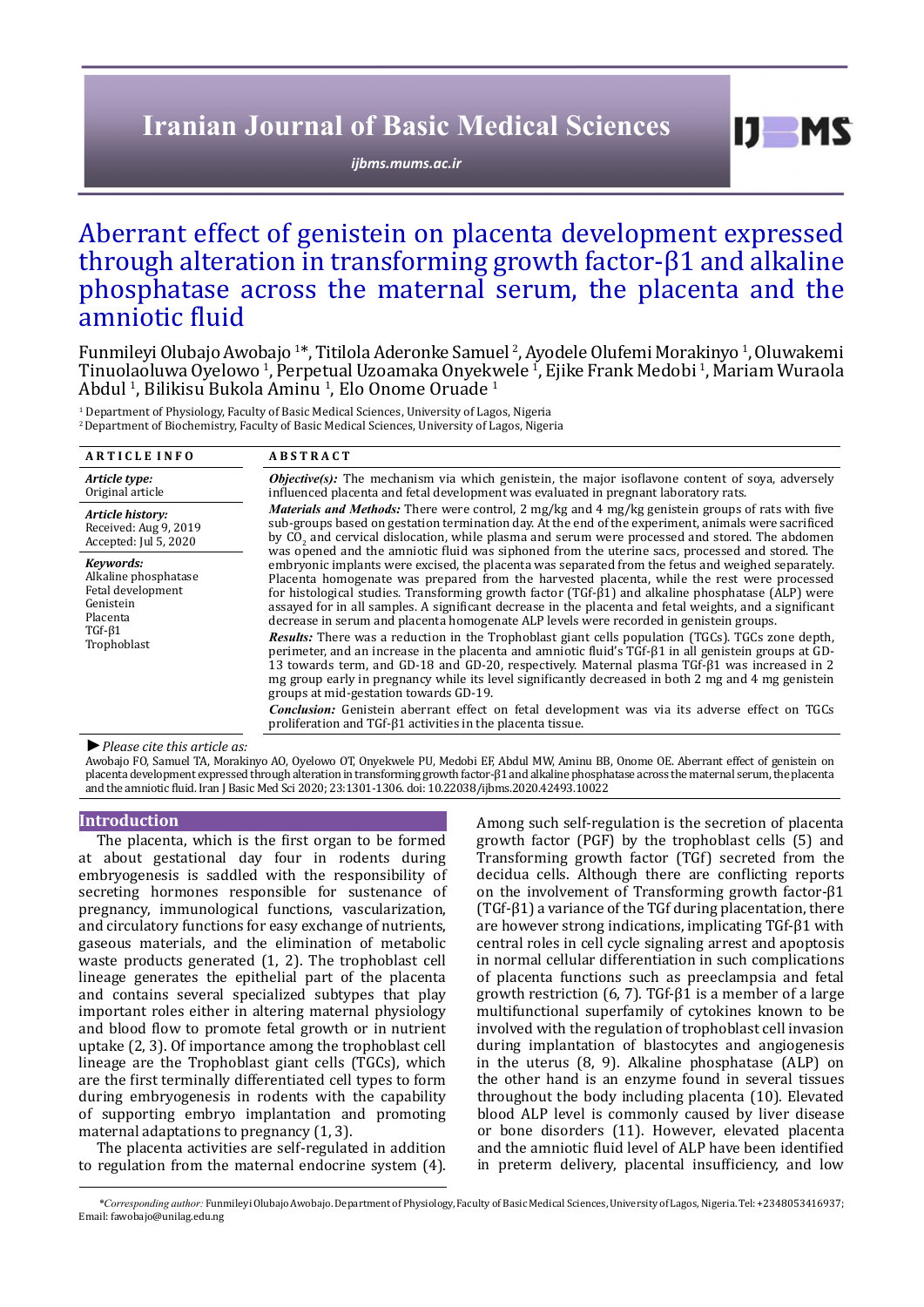# Aberrant effect of genistein on placenta development expressed through alteration in transforming growth factor-β1 and alkaline phosphatase across the maternal serum, the placenta and the amniotic fluid

Funmileyi Olubajo Awobajo [1]*, Titilola Aderonke Samuel [2], Ayodele Olufemi Morakinyo [1], Oluwakemi Tinuolaoluwa Oyelowo [1], Perpetual Uzoamaka Onyekwele [1], Ejike Frank Medobi [1], Mariam Wuraola Abdul [1], Bilikisu Bukola Aminu [1], Elo Onome Oruade [1]

[1] Department of Physiology, Faculty of Basic Medical Sciences, University of Lagos, Nigeria
[2] Department of Biochemistry, Faculty of Basic Medical Sciences, University of Lagos, Nigeria

**ARTICLE INFO**

***Article type:***
Original article

***Article history:***
Received: Aug 9, 2019
Accepted: Jul 5, 2020

***Keywords:***
Alkaline phosphatase
Fetal development
Genistein
Placenta
TGf-β1
Trophoblast

**ABSTRACT**

***Objective(s):*** The mechanism via which genistein, the major isoflavone content of soya, adversely influenced placenta and fetal development was evaluated in pregnant laboratory rats.

***Materials and Methods:*** There were control, 2 mg/kg and 4 mg/kg genistein groups of rats with five sub-groups based on gestation termination day. At the end of the experiment, animals were sacrificed by $CO_2$ and cervical dislocation, while plasma and serum were processed and stored. The abdomen was opened and the amniotic fluid was siphoned from the uterine sacs, processed and stored. The embryonic implants were excised, the placenta was separated from the fetus and weighed separately. Placenta homogenate was prepared from the harvested placenta, while the rest were processed for histological studies. Transforming growth factor (TGf-β1) and alkaline phosphatase (ALP) were assayed for in all samples. A significant decrease in the placenta and fetal weights, and a significant decrease in serum and placenta homogenate ALP levels were recorded in genistein groups.

***Results:*** There was a reduction in the Trophoblast giant cells population (TGCs). TGCs zone depth, perimeter, and an increase in the placenta and amniotic fluid's TGf-β1 in all genistein groups at GD-13 towards term, and GD-18 and GD-20, respectively. Maternal plasma TGf-β1 was increased in 2 mg group early in pregnancy while its level significantly decreased in both 2 mg and 4 mg genistein groups at mid-gestation towards GD-19.

***Conclusion:*** Genistein aberrant effect on fetal development was via its adverse effect on TGCs proliferation and TGf-β1 activities in the placenta tissue.

*►Please cite this article as:*

Awobajo FO, Samuel TA, Morakinyo AO, Oyelowo OT, Onyekwele PU, Medobi EF, Abdul MW, Aminu BB, Onome OE. Aberrant effect of genistein on placenta development expressed through alteration in transforming growth factor-β1 and alkaline phosphatase across the maternal serum, the placenta and the amniotic fluid. Iran J Basic Med Sci 2020; 23:1301-1306. doi: 10.22038/ijbms.2020.42493.10022

## Introduction

The placenta, which is the first organ to be formed at about gestational day four in rodents during embryogenesis is saddled with the responsibility of secreting hormones responsible for sustenance of pregnancy, immunological functions, vascularization, and circulatory functions for easy exchange of nutrients, gaseous materials, and the elimination of metabolic waste products generated (1, 2). The trophoblast cell lineage generates the epithelial part of the placenta and contains several specialized subtypes that play important roles either in altering maternal physiology and blood flow to promote fetal growth or in nutrient uptake (2, 3). Of importance among the trophoblast cell lineage are the Trophoblast giant cells (TGCs), which are the first terminally differentiated cell types to form during embryogenesis in rodents with the capability of supporting embryo implantation and promoting maternal adaptations to pregnancy (1, 3).

The placenta activities are self-regulated in addition to regulation from the maternal endocrine system (4). Among such self-regulation is the secretion of placenta growth factor (PGF) by the trophoblast cells (5) and Transforming growth factor (TGf) secreted from the decidua cells. Although there are conflicting reports on the involvement of Transforming growth factor-β1 (TGf-β1) a variance of the TGf during placentation, there are however strong indications, implicating TGf-β1 with central roles in cell cycle signaling arrest and apoptosis in normal cellular differentiation in such complications of placenta functions such as preeclampsia and fetal growth restriction (6, 7). TGf-β1 is a member of a large multifunctional superfamily of cytokines known to be involved with the regulation of trophoblast cell invasion during implantation of blastocytes and angiogenesis in the uterus (8, 9). Alkaline phosphatase (ALP) on the other hand is an enzyme found in several tissues throughout the body including placenta (10). Elevated blood ALP level is commonly caused by liver disease or bone disorders (11). However, elevated placenta and the amniotic fluid level of ALP have been identified in preterm delivery, placental insufficiency, and low

*\*Corresponding author:* Funmileyi Olubajo Awobajo. Department of Physiology, Faculty of Basic Medical Sciences, University of Lagos, Nigeria. Tel: +2348053416937; Email: fawobajo@unilag.edu.ng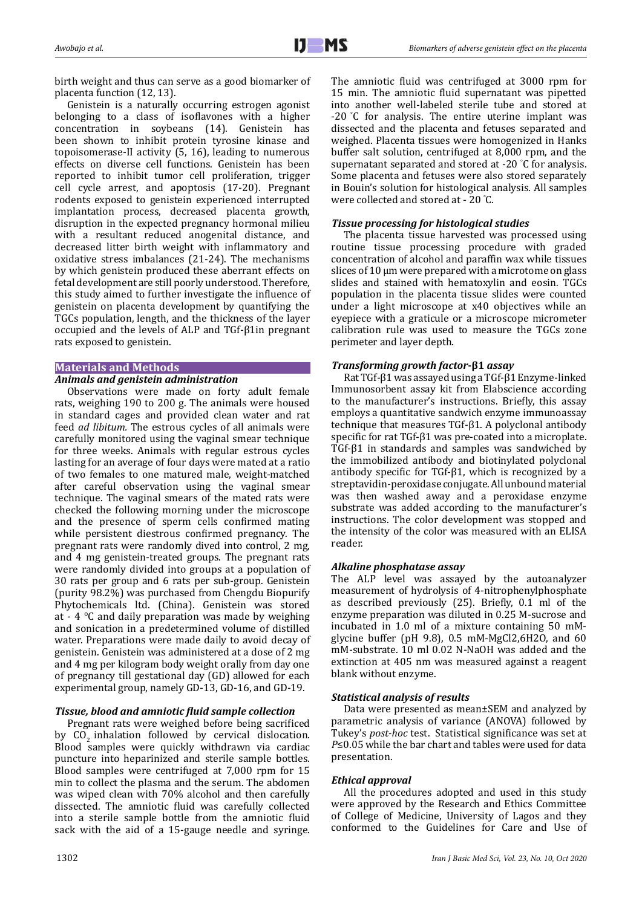birth weight and thus can serve as a good biomarker of placenta function (12, 13).

Genistein is a naturally occurring estrogen agonist belonging to a class of isoflavones with a higher concentration in soybeans (14). Genistein has been shown to inhibit protein tyrosine kinase and topoisomerase-II activity (5, 16), leading to numerous effects on diverse cell functions. Genistein has been reported to inhibit tumor cell proliferation, trigger cell cycle arrest, and apoptosis (17-20). Pregnant rodents exposed to genistein experienced interrupted implantation process, decreased placenta growth, disruption in the expected pregnancy hormonal milieu with a resultant reduced anogenital distance, and decreased litter birth weight with inflammatory and oxidative stress imbalances (21-24). The mechanisms by which genistein produced these aberrant effects on fetal development are still poorly understood. Therefore, this study aimed to further investigate the influence of genistein on placenta development by quantifying the TGCs population, length, and the thickness of the layer occupied and the levels of ALP and TGf-β1in pregnant rats exposed to genistein.

## Materials and Methods

### *Animals and genistein administration*

Observations were made on forty adult female rats, weighing 190 to 200 g. The animals were housed in standard cages and provided clean water and rat feed *ad libitum.* The estrous cycles of all animals were carefully monitored using the vaginal smear technique for three weeks. Animals with regular estrous cycles lasting for an average of four days were mated at a ratio of two females to one matured male, weight-matched after careful observation using the vaginal smear technique. The vaginal smears of the mated rats were checked the following morning under the microscope and the presence of sperm cells confirmed mating while persistent diestrous confirmed pregnancy. The pregnant rats were randomly dived into control, 2 mg, and 4 mg genistein-treated groups. The pregnant rats were randomly divided into groups at a population of 30 rats per group and 6 rats per sub-group. Genistein (purity 98.2%) was purchased from Chengdu Biopurify Phytochemicals ltd. (China). Genistein was stored at - 4 °C and daily preparation was made by weighing and sonication in a predetermined volume of distilled water. Preparations were made daily to avoid decay of genistein. Genistein was administered at a dose of 2 mg and 4 mg per kilogram body weight orally from day one of pregnancy till gestational day (GD) allowed for each experimental group, namely GD-13, GD-16, and GD-19.

### *Tissue, blood and amniotic fluid sample collection*

Pregnant rats were weighed before being sacrificed by $CO_2$ inhalation followed by cervical dislocation. Blood samples were quickly withdrawn via cardiac puncture into heparinized and sterile sample bottles. Blood samples were centrifuged at 7,000 rpm for 15 min to collect the plasma and the serum. The abdomen was wiped clean with 70% alcohol and then carefully dissected. The amniotic fluid was carefully collected into a sterile sample bottle from the amniotic fluid sack with the aid of a 15-gauge needle and syringe. The amniotic fluid was centrifuged at 3000 rpm for 15 min. The amniotic fluid supernatant was pipetted into another well-labeled sterile tube and stored at -20 ˚C for analysis. The entire uterine implant was dissected and the placenta and fetuses separated and weighed. Placenta tissues were homogenized in Hanks buffer salt solution, centrifuged at 8,000 rpm, and the supernatant separated and stored at -20 ˚C for analysis. Some placenta and fetuses were also stored separately in Bouin's solution for histological analysis. All samples were collected and stored at - 20 ˚C.

### *Tissue processing for histological studies*

The placenta tissue harvested was processed using routine tissue processing procedure with graded concentration of alcohol and paraffin wax while tissues slices of 10 µm were prepared with a microtome on glass slides and stained with hematoxylin and eosin. TGCs population in the placenta tissue slides were counted under a light microscope at x40 objectives while an eyepiece with a graticule or a microscope micrometer calibration rule was used to measure the TGCs zone perimeter and layer depth.

### *Transforming growth factor-β1 assay*

Rat TGf-β1 was assayed using a TGf-β1 Enzyme-linked Immunosorbent assay kit from Elabscience according to the manufacturer's instructions. Briefly, this assay employs a quantitative sandwich enzyme immunoassay technique that measures TGf-β1. A polyclonal antibody specific for rat TGf-β1 was pre-coated into a microplate. TGf-β1 in standards and samples was sandwiched by the immobilized antibody and biotinylated polyclonal antibody specific for TGf-β1, which is recognized by a streptavidin-peroxidase conjugate. All unbound material was then washed away and a peroxidase enzyme substrate was added according to the manufacturer's instructions. The color development was stopped and the intensity of the color was measured with an ELISA reader.

### *Alkaline phosphatase assay*

The ALP level was assayed by the autoanalyzer measurement of hydrolysis of 4-nitrophenylphosphate as described previously (25). Briefly, 0.1 ml of the enzyme preparation was diluted in 0.25 M-sucrose and incubated in 1.0 ml of a mixture containing 50 mM-glycine buffer (pH 9.8), 0.5 mM-$MgCl_2 \cdot 6H_2O$, and 60 mM-substrate. 10 ml 0.02 N-NaOH was added and the extinction at 405 nm was measured against a reagent blank without enzyme.

### *Statistical analysis of results*

Data were presented as mean±SEM and analyzed by parametric analysis of variance (ANOVA) followed by Tukey's *post-hoc* test. Statistical significance was set at $P \le 0.05$ while the bar chart and tables were used for data presentation.

### *Ethical approval*

All the procedures adopted and used in this study were approved by the Research and Ethics Committee of College of Medicine, University of Lagos and they conformed to the Guidelines for Care and Use of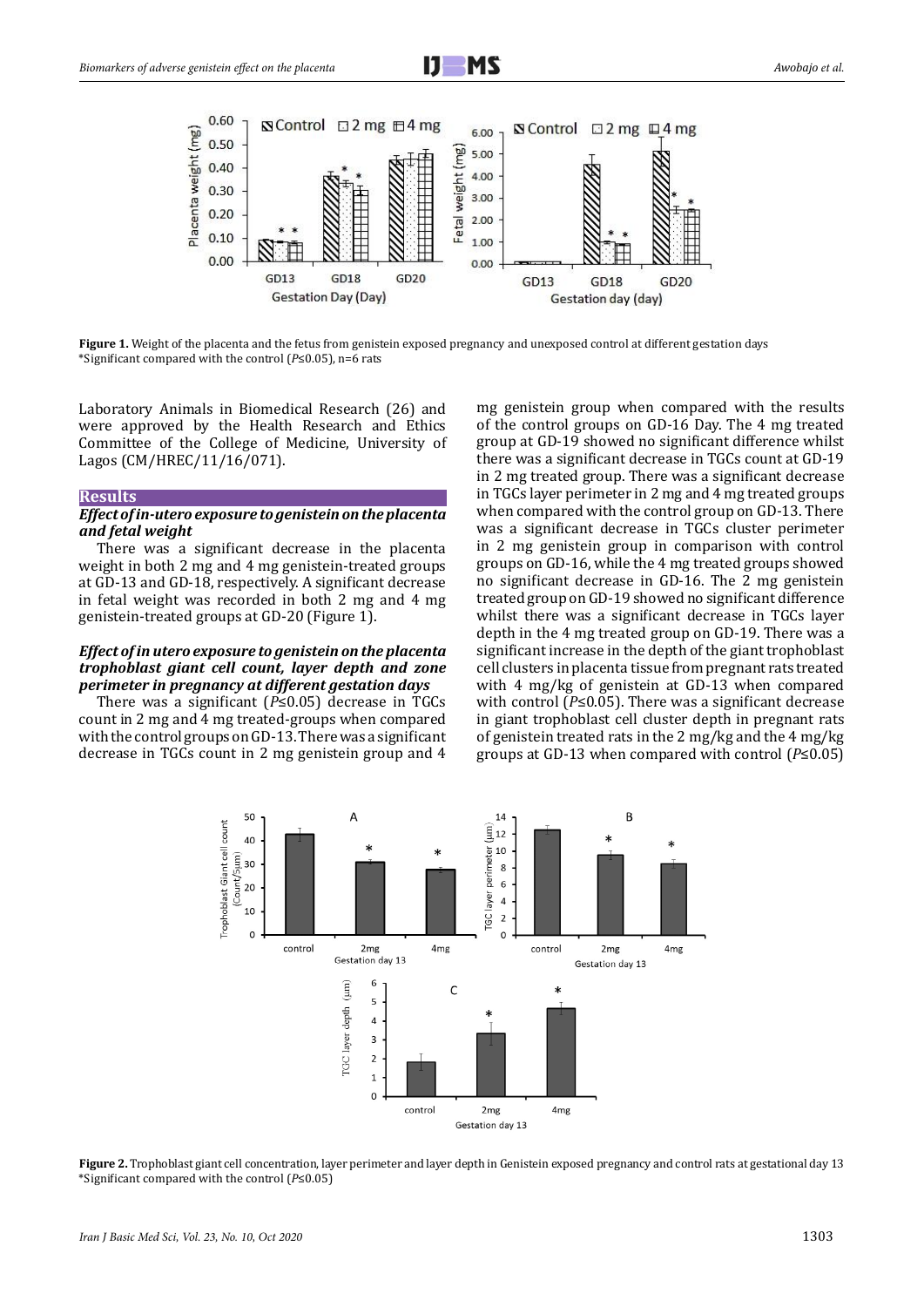**Figure 1.** Weight of the placenta and the fetus from genistein exposed pregnancy and unexposed control at different gestation days
*Significant compared with the control ($P≤0.05$), n=6 rats

Laboratory Animals in Biomedical Research (26) and were approved by the Health Research and Ethics Committee of the College of Medicine, University of Lagos (CM/HREC/11/16/071).

## Results

### *Effect of in-utero exposure to genistein on the placenta and fetal weight*

There was a significant decrease in the placenta weight in both 2 mg and 4 mg genistein-treated groups at GD-13 and GD-18, respectively. A significant decrease in fetal weight was recorded in both 2 mg and 4 mg genistein-treated groups at GD-20 (Figure 1).

### *Effect of in utero exposure to genistein on the placenta trophoblast giant cell count, layer depth and zone perimeter in pregnancy at different gestation days*

There was a significant ($P≤0.05$) decrease in TGCs count in 2 mg and 4 mg treated-groups when compared with the control groups on GD-13. There was a significant decrease in TGCs count in 2 mg genistein group and 4 mg genistein group when compared with the results of the control groups on GD-16 Day. The 4 mg treated group at GD-19 showed no significant difference whilst there was a significant decrease in TGCs count at GD-19 in 2 mg treated group. There was a significant decrease in TGCs layer perimeter in 2 mg and 4 mg treated groups when compared with the control group on GD-13. There was a significant decrease in TGCs cluster perimeter in 2 mg genistein group in comparison with control groups on GD-16, while the 4 mg treated groups showed no significant decrease in GD-16. The 2 mg genistein treated group on GD-19 showed no significant difference whilst there was a significant decrease in TGCs layer depth in the 4 mg treated group on GD-19. There was a significant increase in the depth of the giant trophoblast cell clusters in placenta tissue from pregnant rats treated with 4 mg/kg of genistein at GD-13 when compared with control ($P≤0.05$). There was a significant decrease in giant trophoblast cell cluster depth in pregnant rats of genistein treated rats in the 2 mg/kg and the 4 mg/kg groups at GD-13 when compared with control ($P≤0.05$)

**Figure 2.** Trophoblast giant cell concentration, layer perimeter and layer depth in Genistein exposed pregnancy and control rats at gestational day 13
*Significant compared with the control ($P≤0.05$)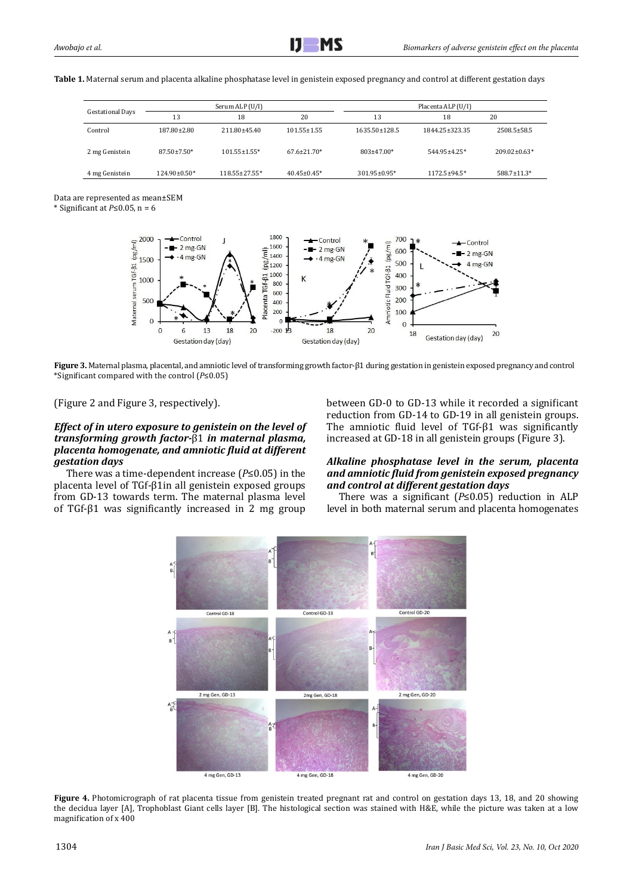**Table 1.** Maternal serum and placenta alkaline phosphatase level in genistein exposed pregnancy and control at different gestation days

| Gestational Days | Serum ALP (U/l) | | | Placenta ALP (U/l) | | |
|---|---|---|---|---|---|---|
| | 13 | 18 | 20 | 13 | 18 | 20 |
| Control | 187.80±2.80 | 211.80±45.40 | 101.55±1.55 | 1635.50±128.5 | 1844.25±323.35 | 2508.5±58.5 |
| 2 mg Genistein | 87.50±7.50* | 101.55±1.55* | 67.6±21.70* | 803±47.00* | 544.95±4.25* | 209.02±0.63* |
| 4 mg Genistein | 124.90±0.50* | 118.55±27.55* | 40.45±0.45* | 301.95±0.95* | 1172.5±94.5* | 588.7±11.3* |

Data are represented as mean±SEM
\* Significant at $P≤0.05$, n = 6

**Figure 3.** Maternal plasma, placental, and amniotic level of transforming growth factor-β1 during gestation in genistein exposed pregnancy and control
\*Significant compared with the control ($P≤0.05$)

(Figure 2 and Figure 3, respectively).

### *Effect of in utero exposure to genistein on the level of transforming growth factor-β1 in maternal plasma, placenta homogenate, and amniotic fluid at different gestation days*

There was a time-dependent increase ($P≤0.05$) in the placenta level of TGf-β1in all genistein exposed groups from GD-13 towards term. The maternal plasma level of TGf-β1 was significantly increased in 2 mg group between GD-0 to GD-13 while it recorded a significant reduction from GD-14 to GD-19 in all genistein groups. The amniotic fluid level of TGf-β1 was significantly increased at GD-18 in all genistein groups (Figure 3).

### *Alkaline phosphatase level in the serum, placenta and amniotic fluid from genistein exposed pregnancy and control at different gestation days*

There was a significant ($P≤0.05$) reduction in ALP level in both maternal serum and placenta homogenates

**Figure 4.** Photomicrograph of rat placenta tissue from genistein treated pregnant rat and control on gestation days 13, 18, and 20 showing the decidua layer [A], Trophoblast Giant cells layer [B]. The histological section was stained with H&E, while the picture was taken at a low magnification of x 400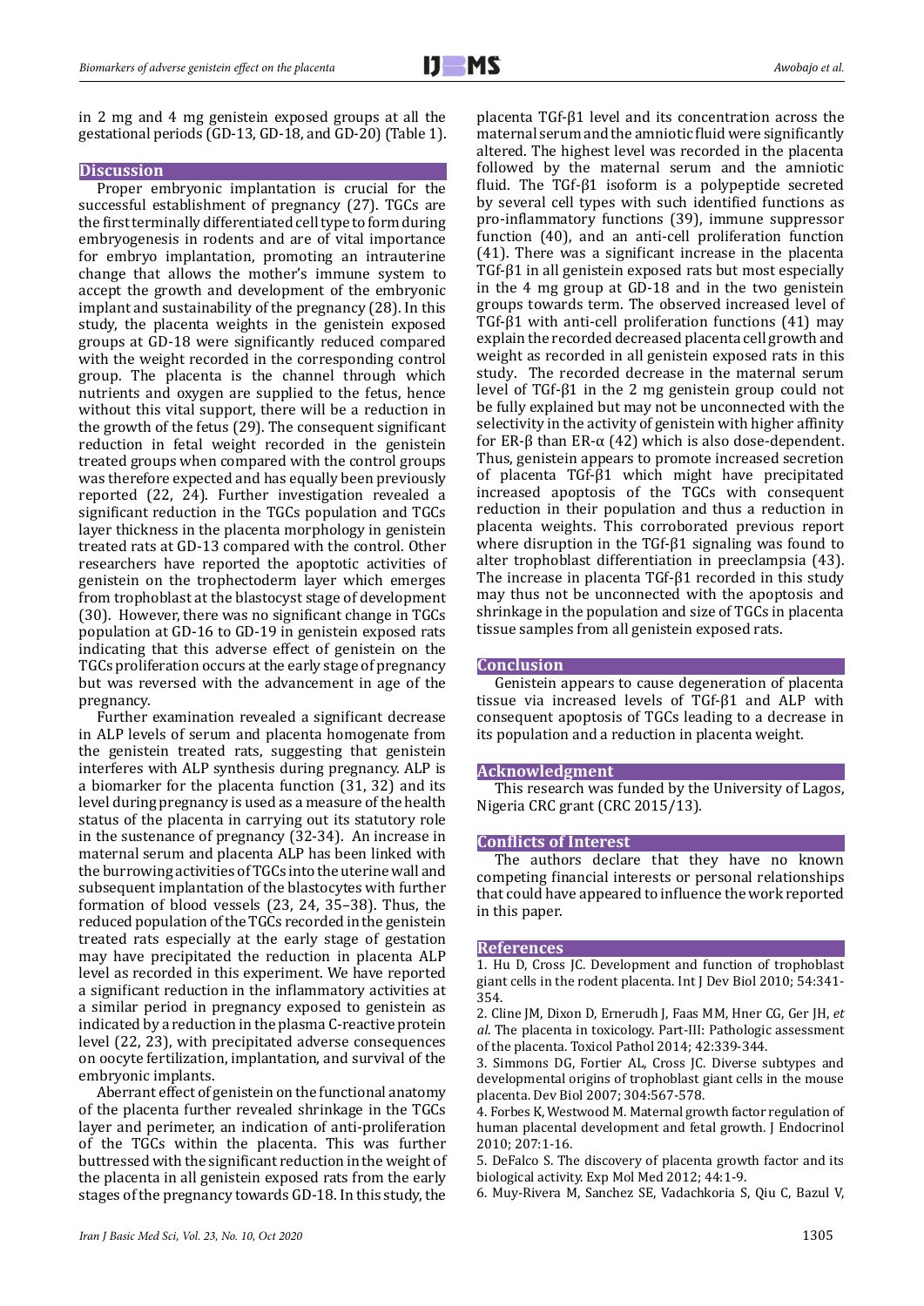in 2 mg and 4 mg genistein exposed groups at all the gestational periods (GD-13, GD-18, and GD-20) (Table 1).

## Discussion

Proper embryonic implantation is crucial for the successful establishment of pregnancy (27). TGCs are the first terminally differentiated cell type to form during embryogenesis in rodents and are of vital importance for embryo implantation, promoting an intrauterine change that allows the mother's immune system to accept the growth and development of the embryonic implant and sustainability of the pregnancy (28). In this study, the placenta weights in the genistein exposed groups at GD-18 were significantly reduced compared with the weight recorded in the corresponding control group. The placenta is the channel through which nutrients and oxygen are supplied to the fetus, hence without this vital support, there will be a reduction in the growth of the fetus (29). The consequent significant reduction in fetal weight recorded in the genistein treated groups when compared with the control groups was therefore expected and has equally been previously reported (22, 24). Further investigation revealed a significant reduction in the TGCs population and TGCs layer thickness in the placenta morphology in genistein treated rats at GD-13 compared with the control. Other researchers have reported the apoptotic activities of genistein on the trophectoderm layer which emerges from trophoblast at the blastocyst stage of development (30). However, there was no significant change in TGCs population at GD-16 to GD-19 in genistein exposed rats indicating that this adverse effect of genistein on the TGCs proliferation occurs at the early stage of pregnancy but was reversed with the advancement in age of the pregnancy.

Further examination revealed a significant decrease in ALP levels of serum and placenta homogenate from the genistein treated rats, suggesting that genistein interferes with ALP synthesis during pregnancy. ALP is a biomarker for the placenta function (31, 32) and its level during pregnancy is used as a measure of the health status of the placenta in carrying out its statutory role in the sustenance of pregnancy (32-34). An increase in maternal serum and placenta ALP has been linked with the burrowing activities of TGCs into the uterine wall and subsequent implantation of the blastocytes with further formation of blood vessels (23, 24, 35–38). Thus, the reduced population of the TGCs recorded in the genistein treated rats especially at the early stage of gestation may have precipitated the reduction in placenta ALP level as recorded in this experiment. We have reported a significant reduction in the inflammatory activities at a similar period in pregnancy exposed to genistein as indicated by a reduction in the plasma C-reactive protein level (22, 23), with precipitated adverse consequences on oocyte fertilization, implantation, and survival of the embryonic implants.

Aberrant effect of genistein on the functional anatomy of the placenta further revealed shrinkage in the TGCs layer and perimeter, an indication of anti-proliferation of the TGCs within the placenta. This was further buttressed with the significant reduction in the weight of the placenta in all genistein exposed rats from the early stages of the pregnancy towards GD-18. In this study, the placenta TGf-β1 level and its concentration across the maternal serum and the amniotic fluid were significantly altered. The highest level was recorded in the placenta followed by the maternal serum and the amniotic fluid. The TGf-β1 isoform is a polypeptide secreted by several cell types with such identified functions as pro-inflammatory functions (39), immune suppressor function (40), and an anti-cell proliferation function (41). There was a significant increase in the placenta TGf-β1 in all genistein exposed rats but most especially in the 4 mg group at GD-18 and in the two genistein groups towards term. The observed increased level of TGf-β1 with anti-cell proliferation functions (41) may explain the recorded decreased placenta cell growth and weight as recorded in all genistein exposed rats in this study. The recorded decrease in the maternal serum level of TGf-β1 in the 2 mg genistein group could not be fully explained but may not be unconnected with the selectivity in the activity of genistein with higher affinity for ER-β than ER-α (42) which is also dose-dependent. Thus, genistein appears to promote increased secretion of placenta TGf-β1 which might have precipitated increased apoptosis of the TGCs with consequent reduction in their population and thus a reduction in placenta weights. This corroborated previous report where disruption in the TGf-β1 signaling was found to alter trophoblast differentiation in preeclampsia (43). The increase in placenta TGf-β1 recorded in this study may thus not be unconnected with the apoptosis and shrinkage in the population and size of TGCs in placenta tissue samples from all genistein exposed rats.

## Conclusion

Genistein appears to cause degeneration of placenta tissue via increased levels of TGf-β1 and ALP with consequent apoptosis of TGCs leading to a decrease in its population and a reduction in placenta weight.

## Acknowledgment

This research was funded by the University of Lagos, Nigeria CRC grant (CRC 2015/13).

## Conflicts of Interest

The authors declare that they have no known competing financial interests or personal relationships that could have appeared to influence the work reported in this paper.

## References

1. Hu D, Cross JC. Development and function of trophoblast giant cells in the rodent placenta. Int J Dev Biol 2010; 54:341-354.
2. Cline JM, Dixon D, Ernerudh J, Faas MM, Hner CG, Ger JH, *et al*. The placenta in toxicology. Part-III: Pathologic assessment of the placenta. Toxicol Pathol 2014; 42:339-344.
3. Simmons DG, Fortier AL, Cross JC. Diverse subtypes and developmental origins of trophoblast giant cells in the mouse placenta. Dev Biol 2007; 304:567-578.
4. Forbes K, Westwood M. Maternal growth factor regulation of human placental development and fetal growth. J Endocrinol 2010; 207:1-16.
5. DeFalco S. The discovery of placenta growth factor and its biological activity. Exp Mol Med 2012; 44:1-9.
6. Muy-Rivera M, Sanchez SE, Vadachkoria S, Qiu C, Bazul V,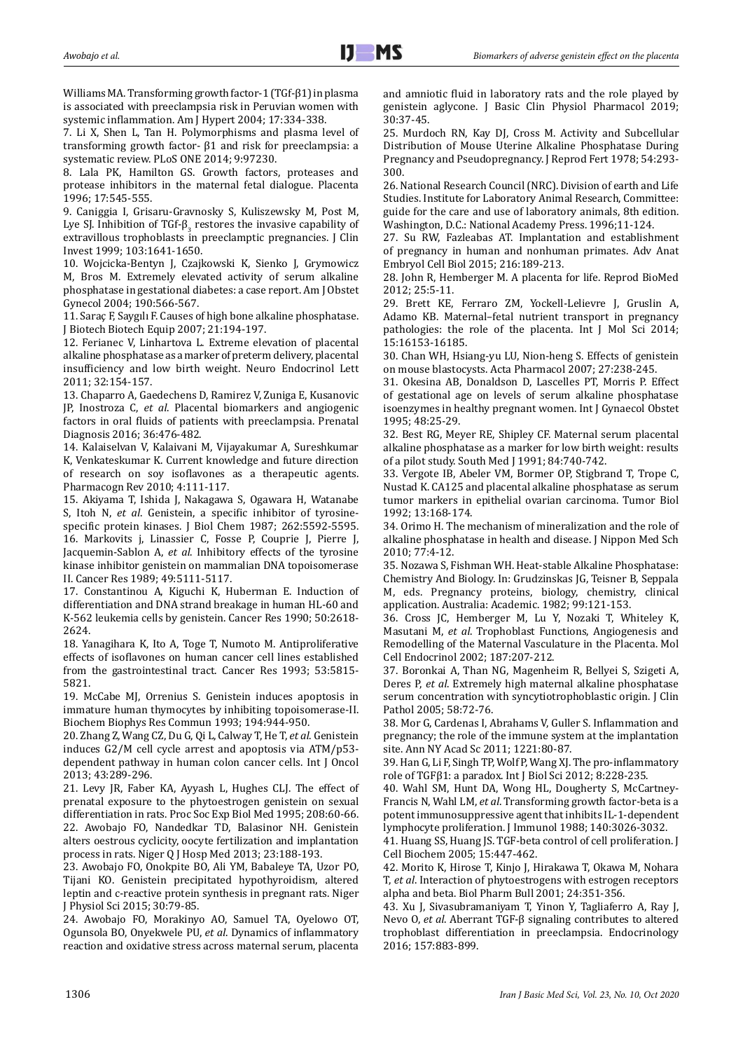Williams MA. Transforming growth factor-1 (TGf-β1) in plasma is associated with preeclampsia risk in Peruvian women with systemic inflammation. Am J Hypert 2004; 17:334-338.

7. Li X, Shen L, Tan H. Polymorphisms and plasma level of transforming growth factor- β1 and risk for preeclampsia: a systematic review. PLoS ONE 2014; 9:97230.

8. Lala PK, Hamilton GS. Growth factors, proteases and protease inhibitors in the maternal fetal dialogue. Placenta 1996; 17:545-555.

9. Caniggia I, Grisaru-Gravnosky S, Kuliszewsky M, Post M, Lye SJ. Inhibition of TGf-$\beta_3$ restores the invasive capability of extravillous trophoblasts in preeclamptic pregnancies. J Clin Invest 1999; 103:1641-1650.

10. Wojcicka-Bentyn J, Czajkowski K, Sienko J, Grymowicz M, Bros M. Extremely elevated activity of serum alkaline phosphatase in gestational diabetes: a case report. Am J Obstet Gynecol 2004; 190:566-567.

11. Saraç F, Saygılı F. Causes of high bone alkaline phosphatase. J Biotech Biotech Equip 2007; 21:194-197.

12. Ferianec V, Linhartova L. Extreme elevation of placental alkaline phosphatase as a marker of preterm delivery, placental insufficiency and low birth weight. Neuro Endocrinol Lett 2011; 32:154-157.

13. Chaparro A, Gaedechens D, Ramirez V, Zuniga E, Kusanovic JP, Inostroza C, *et al*. Placental biomarkers and angiogenic factors in oral fluids of patients with preeclampsia. Prenatal Diagnosis 2016; 36:476-482.

14. Kalaiselvan V, Kalaivani M, Vijayakumar A, Sureshkumar K, Venkateskumar K. Current knowledge and future direction of research on soy isoflavones as a therapeutic agents. Pharmacogn Rev 2010; 4:111-117.

15. Akiyama T, Ishida J, Nakagawa S, Ogawara H, Watanabe S, Itoh N, *et al*. Genistein, a specific inhibitor of tyrosine-specific protein kinases. J Biol Chem 1987; 262:5592-5595.

16. Markovits j, Linassier C, Fosse P, Couprie J, Pierre J, Jacquemin-Sablon A, *et al*. Inhibitory effects of the tyrosine kinase inhibitor genistein on mammalian DNA topoisomerase II. Cancer Res 1989; 49:5111-5117.

17. Constantinou A, Kiguchi K, Huberman E. Induction of differentiation and DNA strand breakage in human HL-60 and K-562 leukemia cells by genistein. Cancer Res 1990; 50:2618-2624.

18. Yanagihara K, Ito A, Toge T, Numoto M. Antiproliferative effects of isoflavones on human cancer cell lines established from the gastrointestinal tract. Cancer Res 1993; 53:5815-5821.

19. McCabe MJ, Orrenius S. Genistein induces apoptosis in immature human thymocytes by inhibiting topoisomerase-II. Biochem Biophys Res Commun 1993; 194:944-950.

20. Zhang Z, Wang CZ, Du G, Qi L, Calway T, He T, *et al*. Genistein induces G2/M cell cycle arrest and apoptosis via ATM/p53-dependent pathway in human colon cancer cells. Int J Oncol 2013; 43:289-296.

21. Levy JR, Faber KA, Ayyash L, Hughes CLJ. The effect of prenatal exposure to the phytoestrogen genistein on sexual differentiation in rats. Proc Soc Exp Biol Med 1995; 208:60-66.

22. Awobajo FO, Nandedkar TD, Balasinor NH. Genistein alters oestrous cyclicity, oocyte fertilization and implantation process in rats. Niger Q J Hosp Med 2013; 23:188-193.

23. Awobajo FO, Onokpite BO, Ali YM, Babaleye TA, Uzor PO, Tijani KO. Genistein precipitated hypothyroidism, altered leptin and c-reactive protein synthesis in pregnant rats. Niger J Physiol Sci 2015; 30:79-85.

24. Awobajo FO, Morakinyo AO, Samuel TA, Oyelowo OT, Ogunsola BO, Onyekwele PU, *et al*. Dynamics of inflammatory reaction and oxidative stress across maternal serum, placenta and amniotic fluid in laboratory rats and the role played by genistein aglycone. J Basic Clin Physiol Pharmacol 2019; 30:37-45.

25. Murdoch RN, Kay DJ, Cross M. Activity and Subcellular Distribution of Mouse Uterine Alkaline Phosphatase During Pregnancy and Pseudopregnancy. J Reprod Fert 1978; 54:293-300.

26. National Research Council (NRC). Division of earth and Life Studies. Institute for Laboratory Animal Research, Committee: guide for the care and use of laboratory animals, 8th edition. Washington, D.C.: National Academy Press. 1996;11-124.

27. Su RW, Fazleabas AT. Implantation and establishment of pregnancy in human and nonhuman primates. Adv Anat Embryol Cell Biol 2015; 216:189-213.

28. John R, Hemberger M. A placenta for life. Reprod BioMed 2012; 25:5-11.

29. Brett KE, Ferraro ZM, Yockell-Lelievre J, Gruslin A, Adamo KB. Maternal–fetal nutrient transport in pregnancy pathologies: the role of the placenta. Int J Mol Sci 2014; 15:16153-16185.

30. Chan WH, Hsiang-yu LU, Nion-heng S. Effects of genistein on mouse blastocysts. Acta Pharmacol 2007; 27:238-245.

31. Okesina AB, Donaldson D, Lascelles PT, Morris P. Effect of gestational age on levels of serum alkaline phosphatase isoenzymes in healthy pregnant women. Int J Gynaecol Obstet 1995; 48:25-29.

32. Best RG, Meyer RE, Shipley CF. Maternal serum placental alkaline phosphatase as a marker for low birth weight: results of a pilot study. South Med J 1991; 84:740-742.

33. Vergote IB, Abeler VM, Bormer OP, Stigbrand T, Trope C, Nustad K. CA125 and placental alkaline phosphatase as serum tumor markers in epithelial ovarian carcinoma. Tumor Biol 1992; 13:168-174.

34. Orimo H. The mechanism of mineralization and the role of alkaline phosphatase in health and disease. J Nippon Med Sch 2010; 77:4-12.

35. Nozawa S, Fishman WH. Heat-stable Alkaline Phosphatase: Chemistry And Biology. In: Grudzinskas JG, Teisner B, Seppala M, eds. Pregnancy proteins, biology, chemistry, clinical application. Australia: Academic. 1982; 99:121-153.

36. Cross JC, Hemberger M, Lu Y, Nozaki T, Whiteley K, Masutani M, *et al*. Trophoblast Functions, Angiogenesis and Remodelling of the Maternal Vasculature in the Placenta. Mol Cell Endocrinol 2002; 187:207-212.

37. Boronkai A, Than NG, Magenheim R, Bellyei S, Szigeti A, Deres P, *et al*. Extremely high maternal alkaline phosphatase serum concentration with syncytiotrophoblastic origin. J Clin Pathol 2005; 58:72-76.

38. Mor G, Cardenas I, Abrahams V, Guller S. Inflammation and pregnancy; the role of the immune system at the implantation site. Ann NY Acad Sc 2011; 1221:80-87.

39. Han G, Li F, Singh TP, Wolf P, Wang XJ. The pro-inflammatory role of TGFβ1: a paradox. Int J Biol Sci 2012; 8:228-235.

40. Wahl SM, Hunt DA, Wong HL, Dougherty S, McCartney-Francis N, Wahl LM, *et al*. Transforming growth factor-beta is a potent immunosuppressive agent that inhibits IL-1-dependent lymphocyte proliferation. J Immunol 1988; 140:3026-3032.

41. Huang SS, Huang JS. TGF-beta control of cell proliferation. J Cell Biochem 2005; 15:447-462.

42. Morito K, Hirose T, Kinjo J, Hirakawa T, Okawa M, Nohara T, *et al*. Interaction of phytoestrogens with estrogen receptors alpha and beta. Biol Pharm Bull 2001; 24:351-356.

43. Xu J, Sivasubramaniyam T, Yinon Y, Tagliaferro A, Ray J, Nevo O, *et al*. Aberrant TGF-β signaling contributes to altered trophoblast differentiation in preeclampsia. Endocrinology 2016; 157:883-899.